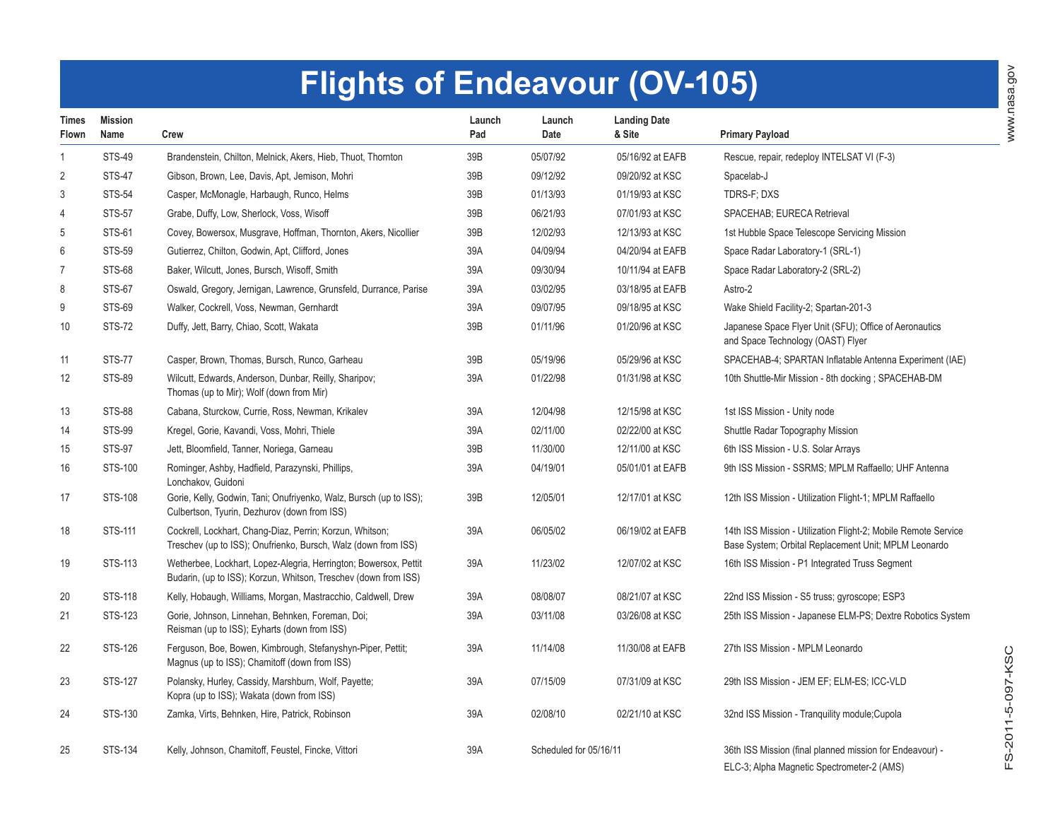# Flights of Endeavour (OV-105)

| Times Flown | Mission Name | Crew | Launch Pad | Launch Date | Landing Date & Site | Primary Payload |
|---|---|---|---|---|---|---|
| 1 | STS-49 | Brandenstein, Chilton, Melnick, Akers, Hieb, Thuot, Thornton | 39B | 05/07/92 | 05/16/92 at EAFB | Rescue, repair, redeploy INTELSAT VI (F-3) |
| 2 | STS-47 | Gibson, Brown, Lee, Davis, Apt, Jemison, Mohri | 39B | 09/12/92 | 09/20/92 at KSC | Spacelab-J |
| 3 | STS-54 | Casper, McMonagle, Harbaugh, Runco, Helms | 39B | 01/13/93 | 01/19/93 at KSC | TDRS-F; DXS |
| 4 | STS-57 | Grabe, Duffy, Low, Sherlock, Voss, Wisoff | 39B | 06/21/93 | 07/01/93 at KSC | SPACEHAB; EURECA Retrieval |
| 5 | STS-61 | Covey, Bowersox, Musgrave, Hoffman, Thornton, Akers, Nicollier | 39B | 12/02/93 | 12/13/93 at KSC | 1st Hubble Space Telescope Servicing Mission |
| 6 | STS-59 | Gutierrez, Chilton, Godwin, Apt, Clifford, Jones | 39A | 04/09/94 | 04/20/94 at EAFB | Space Radar Laboratory-1 (SRL-1) |
| 7 | STS-68 | Baker, Wilcutt, Jones, Bursch, Wisoff, Smith | 39A | 09/30/94 | 10/11/94 at EAFB | Space Radar Laboratory-2 (SRL-2) |
| 8 | STS-67 | Oswald, Gregory, Jernigan, Lawrence, Grunsfeld, Durrance, Parise | 39A | 03/02/95 | 03/18/95 at EAFB | Astro-2 |
| 9 | STS-69 | Walker, Cockrell, Voss, Newman, Gernhardt | 39A | 09/07/95 | 09/18/95 at KSC | Wake Shield Facility-2; Spartan-201-3 |
| 10 | STS-72 | Duffy, Jett, Barry, Chiao, Scott, Wakata | 39B | 01/11/96 | 01/20/96 at KSC | Japanese Space Flyer Unit (SFU); Office of Aeronautics and Space Technology (OAST) Flyer |
| 11 | STS-77 | Casper, Brown, Thomas, Bursch, Runco, Garheau | 39B | 05/19/96 | 05/29/96 at KSC | SPACEHAB-4; SPARTAN Inflatable Antenna Experiment (IAE) |
| 12 | STS-89 | Wilcutt, Edwards, Anderson, Dunbar, Reilly, Sharipov; Thomas (up to Mir); Wolf (down from Mir) | 39A | 01/22/98 | 01/31/98 at KSC | 10th Shuttle-Mir Mission - 8th docking ; SPACEHAB-DM |
| 13 | STS-88 | Cabana, Sturckow, Currie, Ross, Newman, Krikalev | 39A | 12/04/98 | 12/15/98 at KSC | 1st ISS Mission - Unity node |
| 14 | STS-99 | Kregel, Gorie, Kavandi, Voss, Mohri, Thiele | 39A | 02/11/00 | 02/22/00 at KSC | Shuttle Radar Topography Mission |
| 15 | STS-97 | Jett, Bloomfield, Tanner, Noriega, Garneau | 39B | 11/30/00 | 12/11/00 at KSC | 6th ISS Mission - U.S. Solar Arrays |
| 16 | STS-100 | Rominger, Ashby, Hadfield, Parazynski, Phillips, Lonchakov, Guidoni | 39A | 04/19/01 | 05/01/01 at EAFB | 9th ISS Mission - SSRMS; MPLM Raffaello; UHF Antenna |
| 17 | STS-108 | Gorie, Kelly, Godwin, Tani; Onufriyenko, Walz, Bursch (up to ISS); Culbertson, Tyurin, Dezhurov (down from ISS) | 39B | 12/05/01 | 12/17/01 at KSC | 12th ISS Mission - Utilization Flight-1; MPLM Raffaello |
| 18 | STS-111 | Cockrell, Lockhart, Chang-Diaz, Perrin; Korzun, Whitson; Treschev (up to ISS); Onufrienko, Bursch, Walz (down from ISS) | 39A | 06/05/02 | 06/19/02 at EAFB | 14th ISS Mission - Utilization Flight-2; Mobile Remote Service Base System; Orbital Replacement Unit; MPLM Leonardo |
| 19 | STS-113 | Wetherbee, Lockhart, Lopez-Alegria, Herrington; Bowersox, Pettit Budarin, (up to ISS); Korzun, Whitson, Treschev (down from ISS) | 39A | 11/23/02 | 12/07/02 at KSC | 16th ISS Mission - P1 Integrated Truss Segment |
| 20 | STS-118 | Kelly, Hobaugh, Williams, Morgan, Mastracchio, Caldwell, Drew | 39A | 08/08/07 | 08/21/07 at KSC | 22nd ISS Mission - S5 truss; gyroscope; ESP3 |
| 21 | STS-123 | Gorie, Johnson, Linnehan, Behnken, Foreman, Doi; Reisman (up to ISS); Eyharts (down from ISS) | 39A | 03/11/08 | 03/26/08 at KSC | 25th ISS Mission - Japanese ELM-PS; Dextre Robotics System |
| 22 | STS-126 | Ferguson, Boe, Bowen, Kimbrough, Stefanyshyn-Piper, Pettit; Magnus (up to ISS); Chamitoff (down from ISS) | 39A | 11/14/08 | 11/30/08 at EAFB | 27th ISS Mission - MPLM Leonardo |
| 23 | STS-127 | Polansky, Hurley, Cassidy, Marshburn, Wolf, Payette; Kopra (up to ISS); Wakata (down from ISS) | 39A | 07/15/09 | 07/31/09 at KSC | 29th ISS Mission - JEM EF; ELM-ES; ICC-VLD |
| 24 | STS-130 | Zamka, Virts, Behnken, Hire, Patrick, Robinson | 39A | 02/08/10 | 02/21/10 at KSC | 32nd ISS Mission - Tranquility module;Cupola |
| 25 | STS-134 | Kelly, Johnson, Chamitoff, Feustel, Fincke, Vittori | 39A | Scheduled for 05/16/11 | | 36th ISS Mission (final planned mission for Endeavour) - ELC-3; Alpha Magnetic Spectrometer-2 (AMS) |

www.nasa.gov

FS-2011-5-097-KSC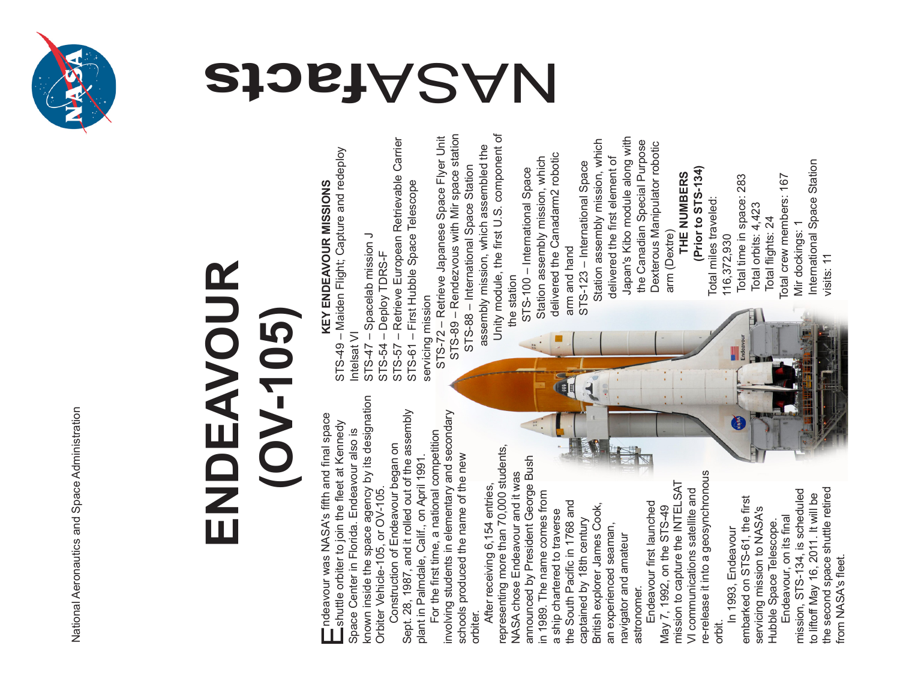National Aeronautics and Space Administration

# NASAfacts

# ENDEAVOUR (OV-105)

Endeavour was NASA's fifth and final space shuttle orbiter to join the fleet at Kennedy Space Center in Florida. Endeavour also is known inside the space agency by its designation Orbiter Vehicle-105, or OV-105.

Construction of Endeavour began on Sept. 28, 1987, and it rolled out of the assembly plant in Palmdale, Calif., on April 1991.

For the first time, a national competition involving students in elementary and secondary schools produced the name of the new orbiter.

After receiving 6,154 entries, representing more than 70,000 students, NASA chose Endeavour and it was announced by President George Bush in 1989. The name comes from a ship chartered to traverse the South Pacific in 1768 and captained by 18th century British explorer James Cook, an experienced seaman, navigator and amateur astronomer.

Endeavour first launched May 7, 1992, on the STS-49 mission to capture the INTELSAT VI communications satellite and re-release it into a geosynchronous orbit.

In 1993, Endeavour embarked on STS-61, the first servicing mission to NASA's Hubble Space Telescope.

Endeavour, on its final mission, STS-134, is scheduled to liftoff May 16, 2011. It will be the second space shuttle retired from NASA's fleet.

**KEY ENDEAVOUR MISSIONS**

STS-49 – Maiden Flight; Capture and redeploy Intelsat VI
STS-47 – Spacelab mission J
STS-54 – Deploy TDRS-F
STS-57 – Retrieve European Retrievable Carrier
STS-61 – First Hubble Space Telescope servicing mission
STS-72 – Retrieve Japanese Space Flyer Unit
STS-89 – Rendezvous with Mir space station
STS-88 – International Space Station assembly mission, which assembled the Unity module, the first U.S. component of the station
STS-100 – International Space Station assembly mission, which delivered the Canadarm2 robotic arm and hand
STS-123 – International Space Station assembly mission, which delivered the first element of Japan's Kibo module along with the Canadian Special Purpose Dexterous Manipulator robotic arm (Dextre)

**THE NUMBERS (Prior to STS-134)**

Total miles traveled: 116,372,930
Total time in space: 283
Total orbits: 4,423
Total flights: 24
Total crew members: 167
Mir dockings: 1
International Space Station visits: 11